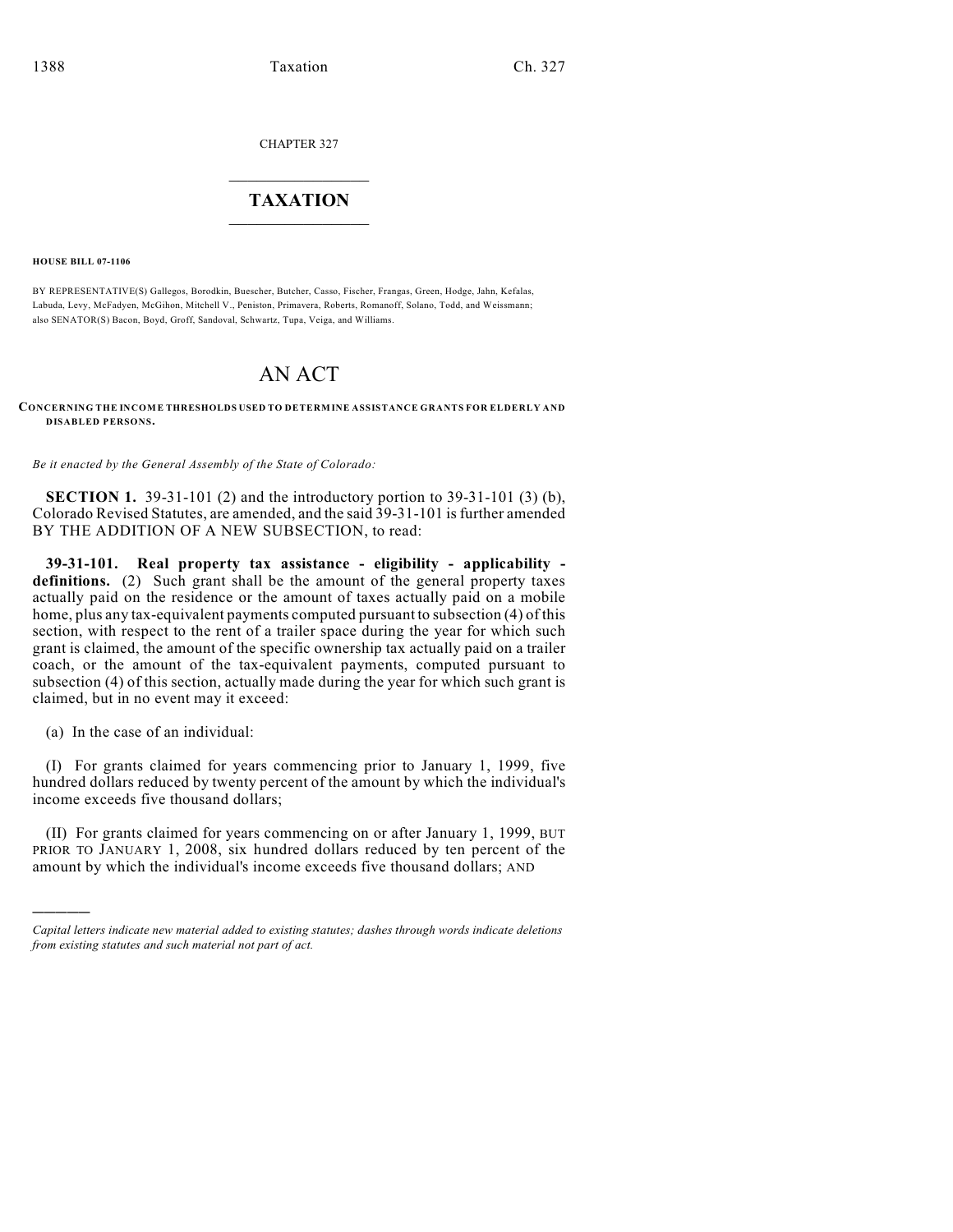CHAPTER 327

# TAXATION

**HOUSE BILL 07-1106**

BY REPRESENTATIVE(S) Gallegos, Borodkin, Buescher, Butcher, Casso, Fischer, Frangas, Green, Hodge, Jahn, Kefalas, Labuda, Levy, McFadyen, McGihon, Mitchell V., Peniston, Primavera, Roberts, Romanoff, Solano, Todd, and Weissmann; also SENATOR(S) Bacon, Boyd, Groff, Sandoval, Schwartz, Tupa, Veiga, and Williams.

# AN ACT

**CONCERNING THE INCOME THRESHOLDS USED TO DETERMINE ASSISTANCE GRANTS FOR ELDERLY AND DISABLED PERSONS.**

*Be it enacted by the General Assembly of the State of Colorado:*

**SECTION 1.** 39-31-101 (2) and the introductory portion to 39-31-101 (3) (b), Colorado Revised Statutes, are amended, and the said 39-31-101 is further amended BY THE ADDITION OF A NEW SUBSECTION, to read:

**39-31-101. Real property tax assistance - eligibility - applicability - definitions.** (2) Such grant shall be the amount of the general property taxes actually paid on the residence or the amount of taxes actually paid on a mobile home, plus any tax-equivalent payments computed pursuant to subsection (4) of this section, with respect to the rent of a trailer space during the year for which such grant is claimed, the amount of the specific ownership tax actually paid on a trailer coach, or the amount of the tax-equivalent payments, computed pursuant to subsection (4) of this section, actually made during the year for which such grant is claimed, but in no event may it exceed:

(a) In the case of an individual:

(I) For grants claimed for years commencing prior to January 1, 1999, five hundred dollars reduced by twenty percent of the amount by which the individual's income exceeds five thousand dollars;

(II) For grants claimed for years commencing on or after January 1, 1999, BUT PRIOR TO JANUARY 1, 2008, six hundred dollars reduced by ten percent of the amount by which the individual's income exceeds five thousand dollars; AND

---

*Capital letters indicate new material added to existing statutes; dashes through words indicate deletions from existing statutes and such material not part of act.*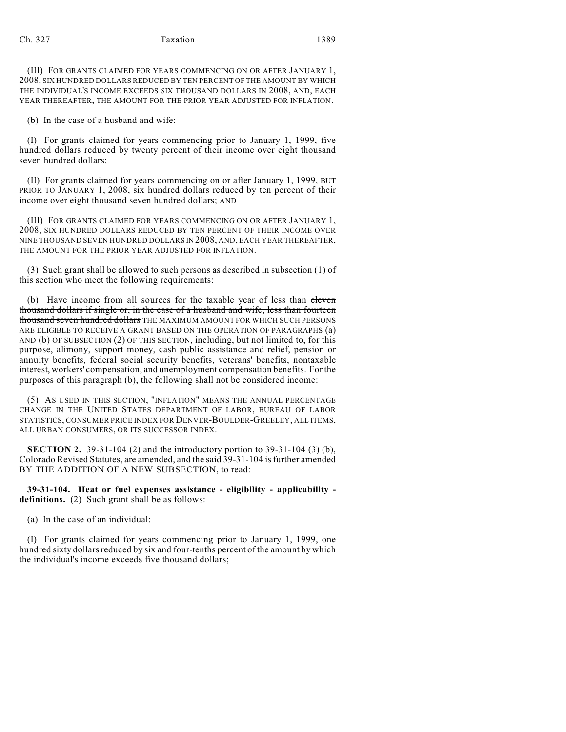(III) FOR GRANTS CLAIMED FOR YEARS COMMENCING ON OR AFTER JANUARY 1, 2008, SIX HUNDRED DOLLARS REDUCED BY TEN PERCENT OF THE AMOUNT BY WHICH THE INDIVIDUAL'S INCOME EXCEEDS SIX THOUSAND DOLLARS IN 2008, AND, EACH YEAR THEREAFTER, THE AMOUNT FOR THE PRIOR YEAR ADJUSTED FOR INFLATION.

(b) In the case of a husband and wife:

(I) For grants claimed for years commencing prior to January 1, 1999, five hundred dollars reduced by twenty percent of their income over eight thousand seven hundred dollars;

(II) For grants claimed for years commencing on or after January 1, 1999, BUT PRIOR TO JANUARY 1, 2008, six hundred dollars reduced by ten percent of their income over eight thousand seven hundred dollars; AND

(III) FOR GRANTS CLAIMED FOR YEARS COMMENCING ON OR AFTER JANUARY 1, 2008, SIX HUNDRED DOLLARS REDUCED BY TEN PERCENT OF THEIR INCOME OVER NINE THOUSAND SEVEN HUNDRED DOLLARS IN 2008, AND, EACH YEAR THEREAFTER, THE AMOUNT FOR THE PRIOR YEAR ADJUSTED FOR INFLATION.

(3) Such grant shall be allowed to such persons as described in subsection (1) of this section who meet the following requirements:

(b) Have income from all sources for the taxable year of less than ~~eleven thousand dollars if single or, in the case of a husband and wife, less than fourteen thousand seven hundred dollars~~ THE MAXIMUM AMOUNT FOR WHICH SUCH PERSONS ARE ELIGIBLE TO RECEIVE A GRANT BASED ON THE OPERATION OF PARAGRAPHS (a) AND (b) OF SUBSECTION (2) OF THIS SECTION, including, but not limited to, for this purpose, alimony, support money, cash public assistance and relief, pension or annuity benefits, federal social security benefits, veterans' benefits, nontaxable interest, workers' compensation, and unemployment compensation benefits. For the purposes of this paragraph (b), the following shall not be considered income:

(5) AS USED IN THIS SECTION, "INFLATION" MEANS THE ANNUAL PERCENTAGE CHANGE IN THE UNITED STATES DEPARTMENT OF LABOR, BUREAU OF LABOR STATISTICS, CONSUMER PRICE INDEX FOR DENVER-BOULDER-GREELEY, ALL ITEMS, ALL URBAN CONSUMERS, OR ITS SUCCESSOR INDEX.

**SECTION 2.** 39-31-104 (2) and the introductory portion to 39-31-104 (3) (b), Colorado Revised Statutes, are amended, and the said 39-31-104 is further amended BY THE ADDITION OF A NEW SUBSECTION, to read:

**39-31-104. Heat or fuel expenses assistance - eligibility - applicability - definitions.** (2) Such grant shall be as follows:

(a) In the case of an individual:

(I) For grants claimed for years commencing prior to January 1, 1999, one hundred sixty dollars reduced by six and four-tenths percent of the amount by which the individual's income exceeds five thousand dollars;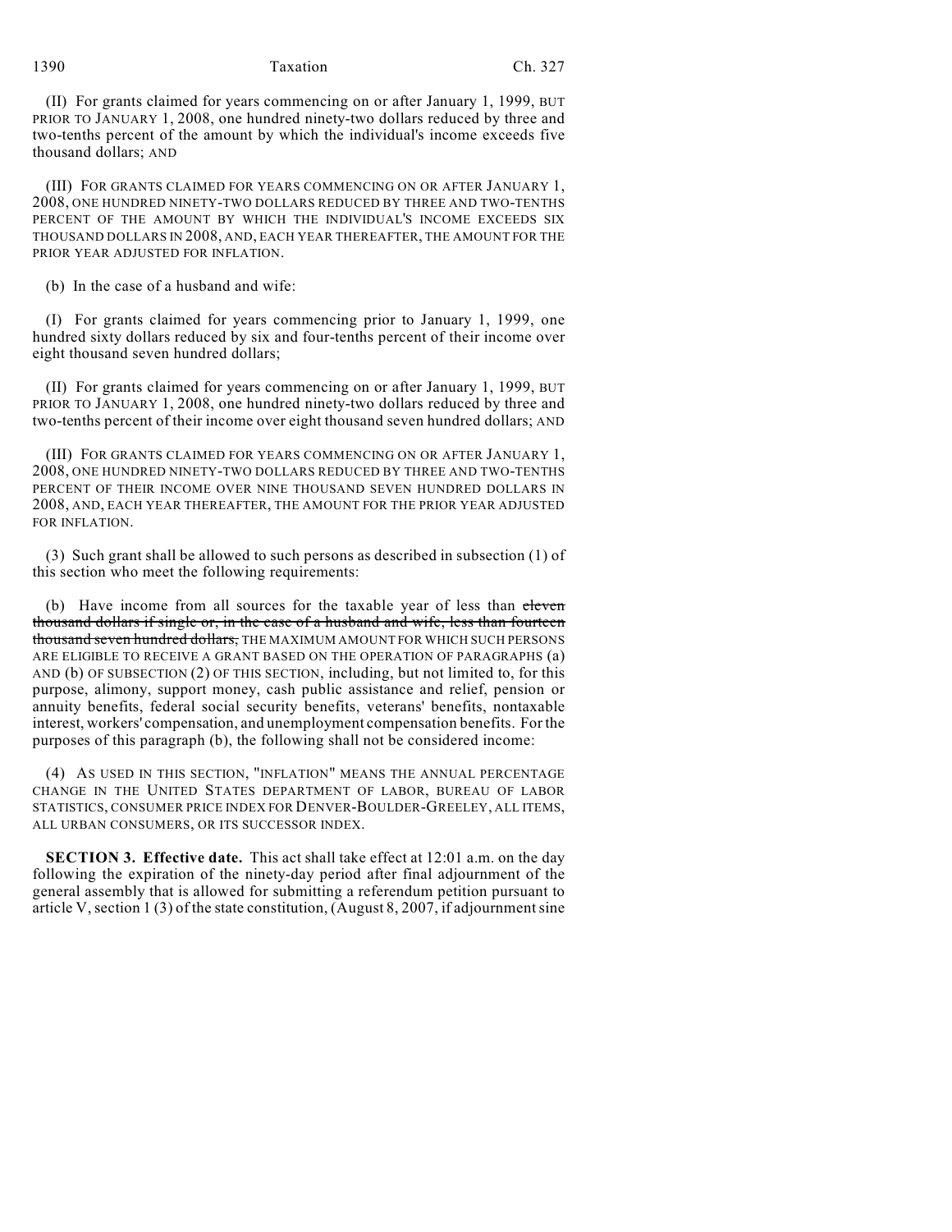(II) For grants claimed for years commencing on or after January 1, 1999, BUT PRIOR TO JANUARY 1, 2008, one hundred ninety-two dollars reduced by three and two-tenths percent of the amount by which the individual's income exceeds five thousand dollars; AND

(III) FOR GRANTS CLAIMED FOR YEARS COMMENCING ON OR AFTER JANUARY 1, 2008, ONE HUNDRED NINETY-TWO DOLLARS REDUCED BY THREE AND TWO-TENTHS PERCENT OF THE AMOUNT BY WHICH THE INDIVIDUAL'S INCOME EXCEEDS SIX THOUSAND DOLLARS IN 2008, AND, EACH YEAR THEREAFTER, THE AMOUNT FOR THE PRIOR YEAR ADJUSTED FOR INFLATION.

(b) In the case of a husband and wife:

(I) For grants claimed for years commencing prior to January 1, 1999, one hundred sixty dollars reduced by six and four-tenths percent of their income over eight thousand seven hundred dollars;

(II) For grants claimed for years commencing on or after January 1, 1999, BUT PRIOR TO JANUARY 1, 2008, one hundred ninety-two dollars reduced by three and two-tenths percent of their income over eight thousand seven hundred dollars; AND

(III) FOR GRANTS CLAIMED FOR YEARS COMMENCING ON OR AFTER JANUARY 1, 2008, ONE HUNDRED NINETY-TWO DOLLARS REDUCED BY THREE AND TWO-TENTHS PERCENT OF THEIR INCOME OVER NINE THOUSAND SEVEN HUNDRED DOLLARS IN 2008, AND, EACH YEAR THEREAFTER, THE AMOUNT FOR THE PRIOR YEAR ADJUSTED FOR INFLATION.

(3) Such grant shall be allowed to such persons as described in subsection (1) of this section who meet the following requirements:

(b) Have income from all sources for the taxable year of less than ~~eleven thousand dollars if single or, in the case of a husband and wife, less than fourteen thousand seven hundred dollars,~~ THE MAXIMUM AMOUNT FOR WHICH SUCH PERSONS ARE ELIGIBLE TO RECEIVE A GRANT BASED ON THE OPERATION OF PARAGRAPHS (a) AND (b) OF SUBSECTION (2) OF THIS SECTION, including, but not limited to, for this purpose, alimony, support money, cash public assistance and relief, pension or annuity benefits, federal social security benefits, veterans' benefits, nontaxable interest, workers' compensation, and unemployment compensation benefits. For the purposes of this paragraph (b), the following shall not be considered income:

(4) AS USED IN THIS SECTION, "INFLATION" MEANS THE ANNUAL PERCENTAGE CHANGE IN THE UNITED STATES DEPARTMENT OF LABOR, BUREAU OF LABOR STATISTICS, CONSUMER PRICE INDEX FOR DENVER-BOULDER-GREELEY, ALL ITEMS, ALL URBAN CONSUMERS, OR ITS SUCCESSOR INDEX.

**SECTION 3. Effective date.** This act shall take effect at 12:01 a.m. on the day following the expiration of the ninety-day period after final adjournment of the general assembly that is allowed for submitting a referendum petition pursuant to article V, section 1 (3) of the state constitution, (August 8, 2007, if adjournment sine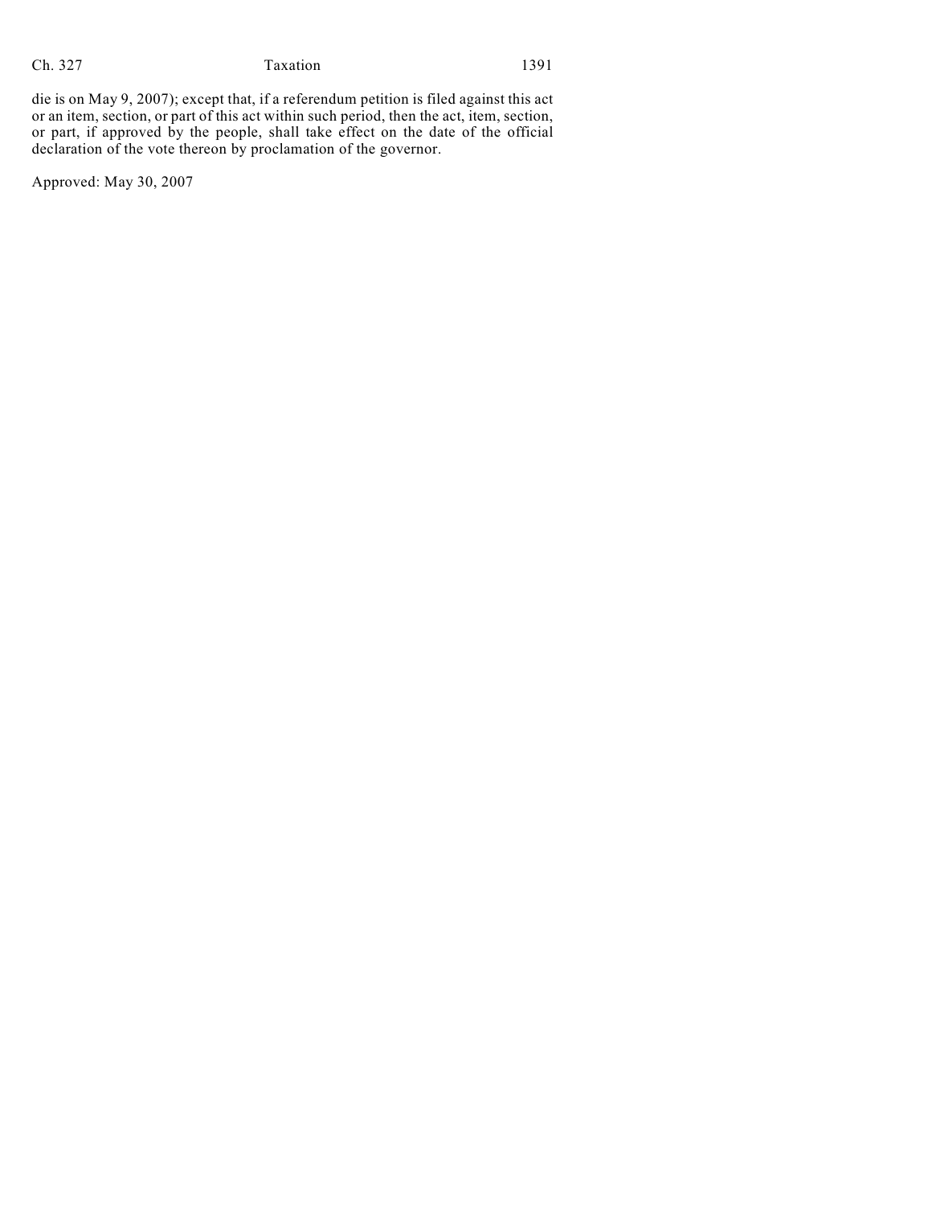die is on May 9, 2007); except that, if a referendum petition is filed against this act or an item, section, or part of this act within such period, then the act, item, section, or part, if approved by the people, shall take effect on the date of the official declaration of the vote thereon by proclamation of the governor.

Approved: May 30, 2007